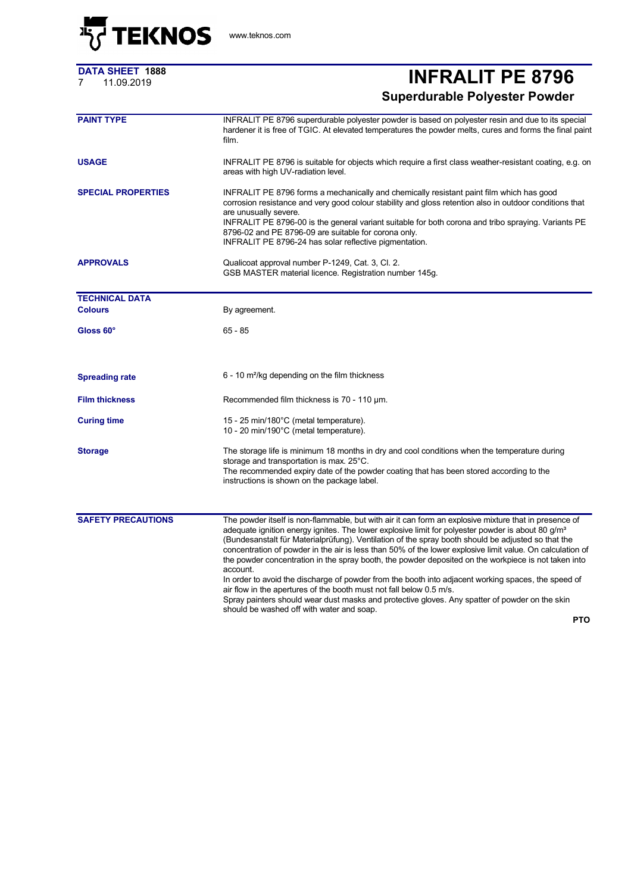**DATA SHEET 1888**
7 11.09.2019

# INFRALIT PE 8796

## Superdurable Polyester Powder

**PAINT TYPE**

INFRALIT PE 8796 superdurable polyester powder is based on polyester resin and due to its special hardener it is free of TGIC. At elevated temperatures the powder melts, cures and forms the final paint film.

**USAGE**

INFRALIT PE 8796 is suitable for objects which require a first class weather-resistant coating, e.g. on areas with high UV-radiation level.

**SPECIAL PROPERTIES**

INFRALIT PE 8796 forms a mechanically and chemically resistant paint film which has good corrosion resistance and very good colour stability and gloss retention also in outdoor conditions that are unusually severe.
INFRALIT PE 8796-00 is the general variant suitable for both corona and tribo spraying. Variants PE 8796-02 and PE 8796-09 are suitable for corona only.
INFRALIT PE 8796-24 has solar reflective pigmentation.

**APPROVALS**

Qualicoat approval number P-1249, Cat. 3, Cl. 2.
GSB MASTER material licence. Registration number 145g.

**TECHNICAL DATA**

**Colours**

By agreement.

**Gloss 60°**

65 - 85

**Spreading rate**

6 - 10 m²/kg depending on the film thickness

**Film thickness**

Recommended film thickness is 70 - 110 µm.

**Curing time**

15 - 25 min/180°C (metal temperature).
10 - 20 min/190°C (metal temperature).

**Storage**

The storage life is minimum 18 months in dry and cool conditions when the temperature during storage and transportation is max. 25°C.
The recommended expiry date of the powder coating that has been stored according to the instructions is shown on the package label.

**SAFETY PRECAUTIONS**

The powder itself is non-flammable, but with air it can form an explosive mixture that in presence of adequate ignition energy ignites. The lower explosive limit for polyester powder is about 80 g/m³ (Bundesanstalt für Materialprüfung). Ventilation of the spray booth should be adjusted so that the concentration of powder in the air is less than 50% of the lower explosive limit value. On calculation of the powder concentration in the spray booth, the powder deposited on the workpiece is not taken into account.
In order to avoid the discharge of powder from the booth into adjacent working spaces, the speed of air flow in the apertures of the booth must not fall below 0.5 m/s.
Spray painters should wear dust masks and protective gloves. Any spatter of powder on the skin should be washed off with water and soap.

**PTO**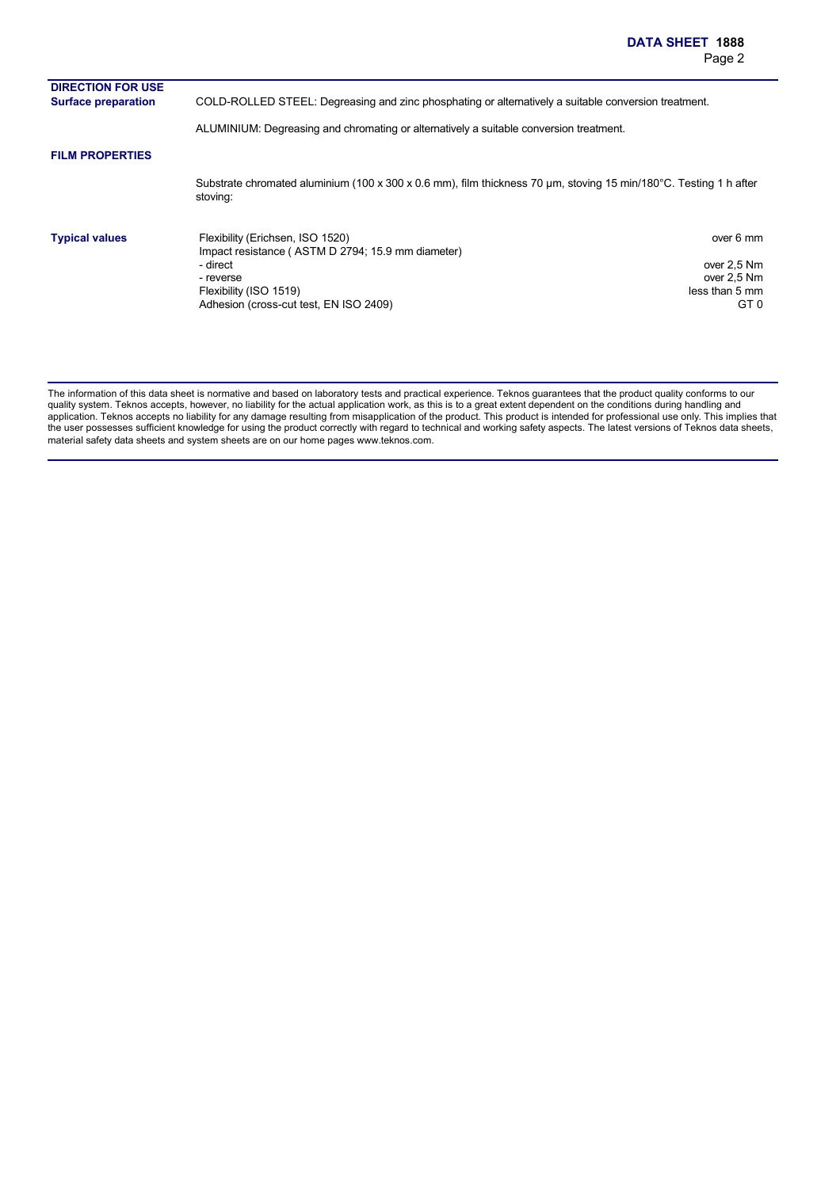## DIRECTION FOR USE

### Surface preparation

COLD-ROLLED STEEL: Degreasing and zinc phosphating or alternatively a suitable conversion treatment.

ALUMINIUM: Degreasing and chromating or alternatively a suitable conversion treatment.

## FILM PROPERTIES

Substrate chromated aluminium (100 x 300 x 0.6 mm), film thickness 70 µm, stoving 15 min/180°C. Testing 1 h after stoving:

### Typical values

| Property | Value |
|---|---|
| Flexibility (Erichsen, ISO 1520) | over 6 mm |
| Impact resistance ( ASTM D 2794; 15.9 mm diameter) | |
| - direct | over 2,5 Nm |
| - reverse | over 2,5 Nm |
| Flexibility (ISO 1519) | less than 5 mm |
| Adhesion (cross-cut test, EN ISO 2409) | GT 0 |

The information of this data sheet is normative and based on laboratory tests and practical experience. Teknos guarantees that the product quality conforms to our quality system. Teknos accepts, however, no liability for the actual application work, as this is to a great extent dependent on the conditions during handling and application. Teknos accepts no liability for any damage resulting from misapplication of the product. This product is intended for professional use only. This implies that the user possesses sufficient knowledge for using the product correctly with regard to technical and working safety aspects. The latest versions of Teknos data sheets, material safety data sheets and system sheets are on our home pages www.teknos.com.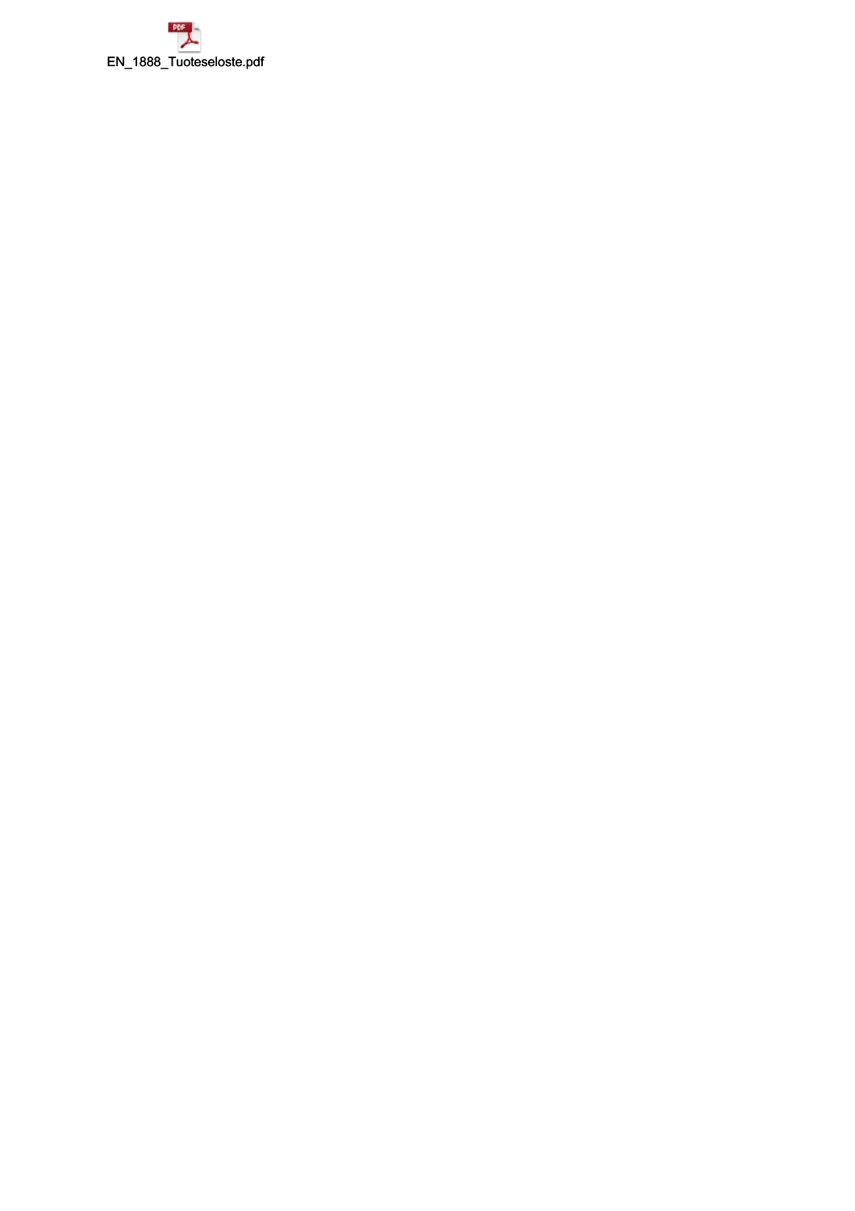EN_1888_Tuoteseloste.pdf